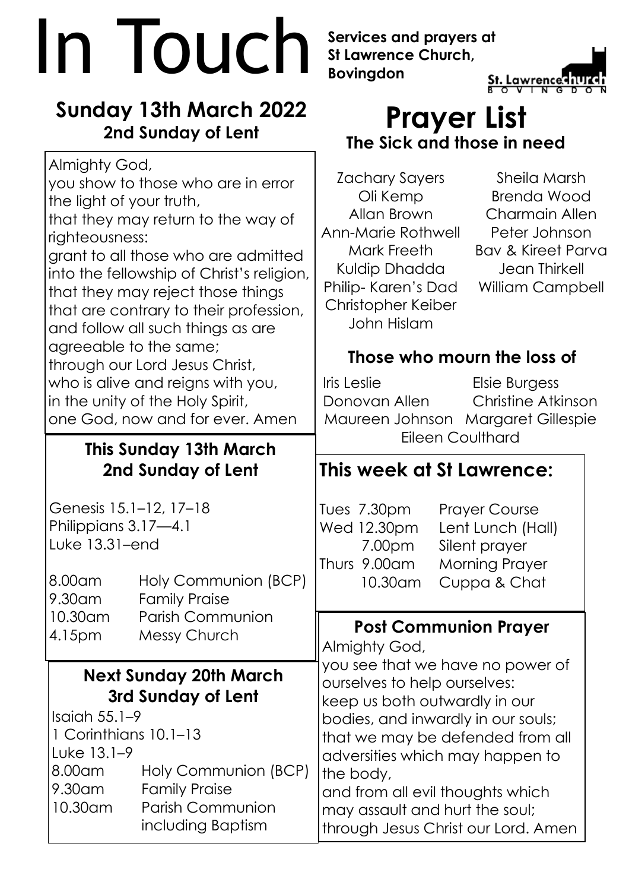# In Touch

**Services and prayers at St Lawrence Church, Bovingdon**

St. Lawrence church BOVINGDON

## Sunday 13th March 2022
### 2nd Sunday of Lent

Almighty God,
you show to those who are in error
the light of your truth,
that they may return to the way of
righteousness:
grant to all those who are admitted
into the fellowship of Christ's religion,
that they may reject those things
that are contrary to their profession,
and follow all such things as are
agreeable to the same;
through our Lord Jesus Christ,
who is alive and reigns with you,
in the unity of the Holy Spirit,
one God, now and for ever. Amen

### This Sunday 13th March
### 2nd Sunday of Lent

Genesis 15.1–12, 17–18
Philippians 3.17—4.1
Luke 13.31–end

| | |
|---|---|
| 8.00am | Holy Communion (BCP) |
| 9.30am | Family Praise |
| 10.30am | Parish Communion |
| 4.15pm | Messy Church |

### Next Sunday 20th March
### 3rd Sunday of Lent

Isaiah 55.1–9
1 Corinthians 10.1–13
Luke 13.1–9

| | |
|---|---|
| 8.00am | Holy Communion (BCP) |
| 9.30am | Family Praise |
| 10.30am | Parish Communion including Baptism |

## Prayer List
### The Sick and those in need

Zachary Sayers
Oli Kemp
Allan Brown
Ann-Marie Rothwell
Mark Freeth
Kuldip Dhadda
Philip- Karen's Dad
Christopher Keiber
John Hislam
Sheila Marsh
Brenda Wood
Charmain Allen
Peter Johnson
Bav & Kireet Parva
Jean Thirkell
William Campbell

### Those who mourn the loss of

Iris Leslie
Donovan Allen
Maureen Johnson
Elsie Burgess
Christine Atkinson
Margaret Gillespie
Eileen Coulthard

## This week at St Lawrence:

| | |
|---|---|
| Tues 7.30pm | Prayer Course |
| Wed 12.30pm | Lent Lunch (Hall) |
| 7.00pm | Silent prayer |
| Thurs 9.00am | Morning Prayer |
| 10.30am | Cuppa & Chat |

### Post Communion Prayer

Almighty God,
you see that we have no power of
ourselves to help ourselves:
keep us both outwardly in our
bodies, and inwardly in our souls;
that we may be defended from all
adversities which may happen to
the body,
and from all evil thoughts which
may assault and hurt the soul;
through Jesus Christ our Lord. Amen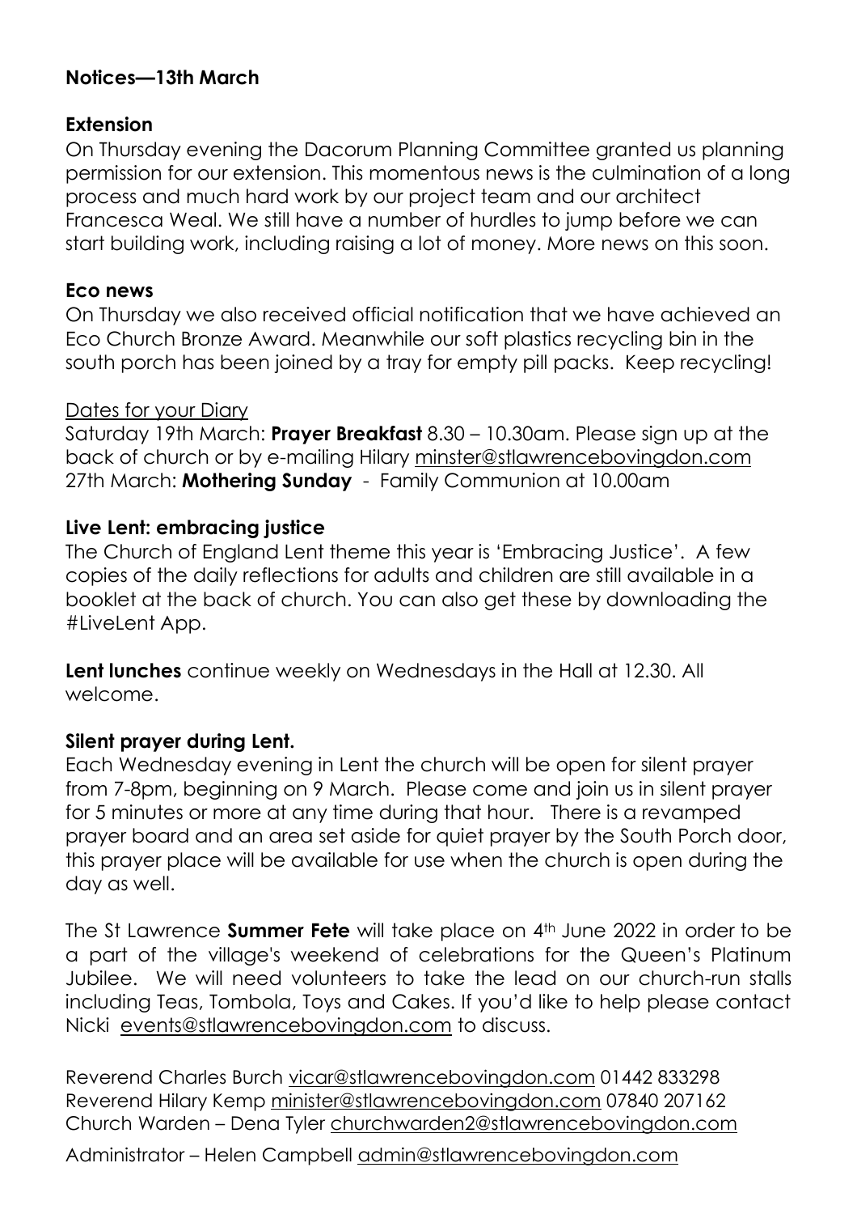**Notices—13th March**

**Extension**

On Thursday evening the Dacorum Planning Committee granted us planning permission for our extension. This momentous news is the culmination of a long process and much hard work by our project team and our architect Francesca Weal. We still have a number of hurdles to jump before we can start building work, including raising a lot of money. More news on this soon.

**Eco news**

On Thursday we also received official notification that we have achieved an Eco Church Bronze Award. Meanwhile our soft plastics recycling bin in the south porch has been joined by a tray for empty pill packs. Keep recycling!

Dates for your Diary

Saturday 19th March: **Prayer Breakfast** 8.30 – 10.30am. Please sign up at the back of church or by e-mailing Hilary minster@stlawrencebovingdon.com
27th March: **Mothering Sunday** - Family Communion at 10.00am

**Live Lent: embracing justice**

The Church of England Lent theme this year is 'Embracing Justice'. A few copies of the daily reflections for adults and children are still available in a booklet at the back of church. You can also get these by downloading the #LiveLent App.

**Lent lunches** continue weekly on Wednesdays in the Hall at 12.30. All welcome.

**Silent prayer during Lent.**

Each Wednesday evening in Lent the church will be open for silent prayer from 7-8pm, beginning on 9 March. Please come and join us in silent prayer for 5 minutes or more at any time during that hour. There is a revamped prayer board and an area set aside for quiet prayer by the South Porch door, this prayer place will be available for use when the church is open during the day as well.

The St Lawrence **Summer Fete** will take place on 4th June 2022 in order to be a part of the village's weekend of celebrations for the Queen's Platinum Jubilee. We will need volunteers to take the lead on our church-run stalls including Teas, Tombola, Toys and Cakes. If you'd like to help please contact Nicki events@stlawrencebovingdon.com to discuss.

Reverend Charles Burch vicar@stlawrencebovingdon.com 01442 833298
Reverend Hilary Kemp minister@stlawrencebovingdon.com 07840 207162
Church Warden – Dena Tyler churchwarden2@stlawrencebovingdon.com

Administrator – Helen Campbell admin@stlawrencebovingdon.com